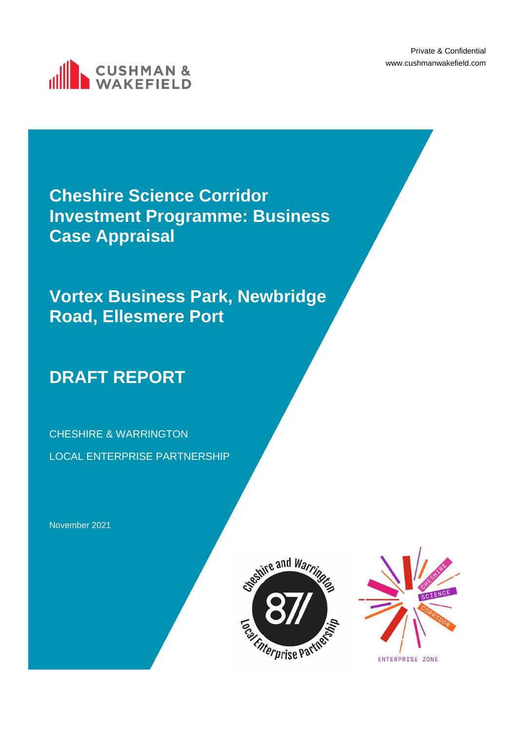Private & Confidential
www.cushmanwakefield.com

# Cheshire Science Corridor Investment Programme: Business Case Appraisal

## Vortex Business Park, Newbridge Road, Ellesmere Port

## DRAFT REPORT

CHESHIRE & WARRINGTON

LOCAL ENTERPRISE PARTNERSHIP

November 2021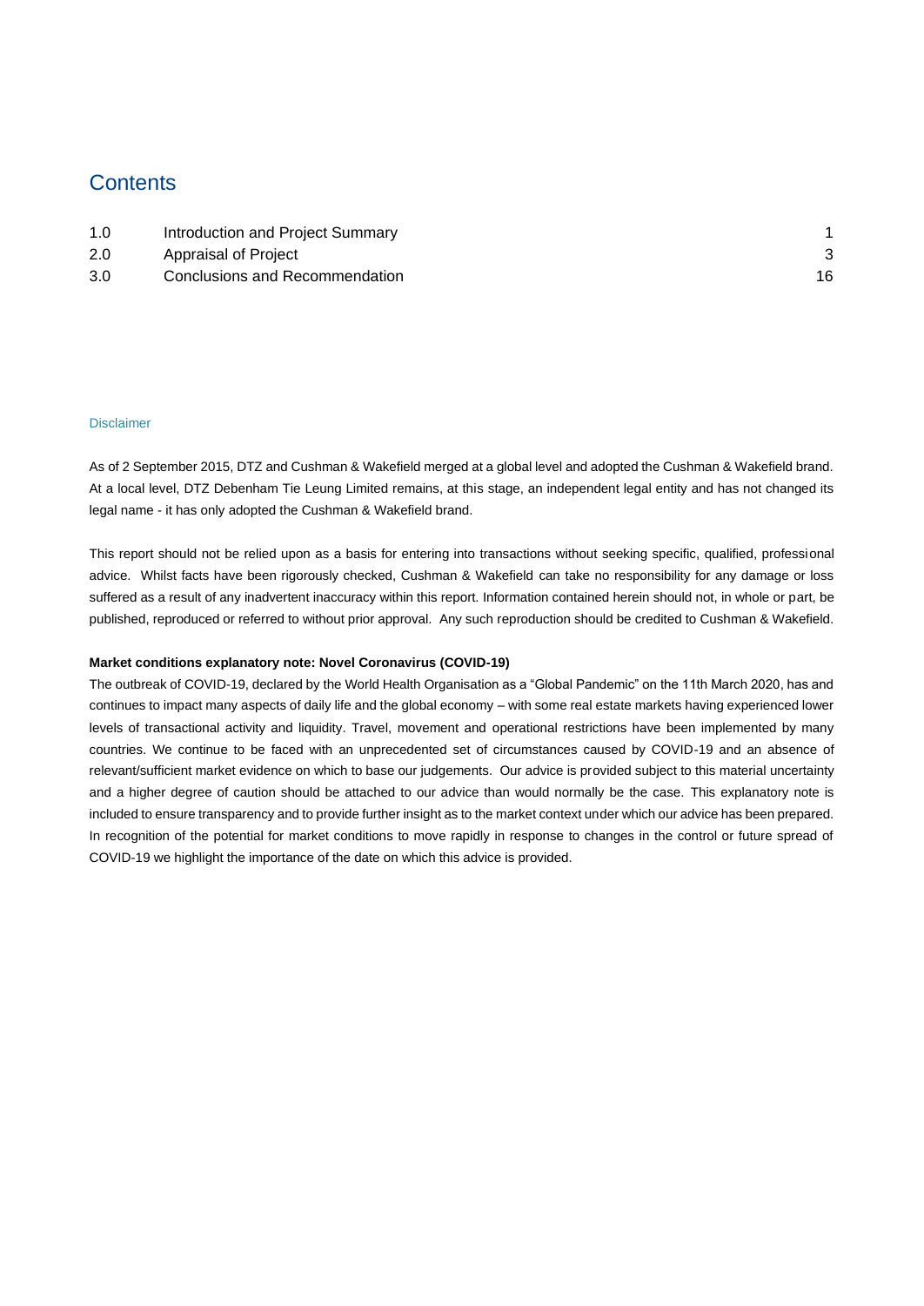# Contents

| | | |
|---|---|---|
| 1.0 | Introduction and Project Summary | 1 |
| 2.0 | Appraisal of Project | 3 |
| 3.0 | Conclusions and Recommendation | 16 |

## Disclaimer

As of 2 September 2015, DTZ and Cushman & Wakefield merged at a global level and adopted the Cushman & Wakefield brand. At a local level, DTZ Debenham Tie Leung Limited remains, at this stage, an independent legal entity and has not changed its legal name - it has only adopted the Cushman & Wakefield brand.

This report should not be relied upon as a basis for entering into transactions without seeking specific, qualified, professional advice. Whilst facts have been rigorously checked, Cushman & Wakefield can take no responsibility for any damage or loss suffered as a result of any inadvertent inaccuracy within this report. Information contained herein should not, in whole or part, be published, reproduced or referred to without prior approval. Any such reproduction should be credited to Cushman & Wakefield.

**Market conditions explanatory note: Novel Coronavirus (COVID-19)**

The outbreak of COVID-19, declared by the World Health Organisation as a "Global Pandemic" on the 11th March 2020, has and continues to impact many aspects of daily life and the global economy – with some real estate markets having experienced lower levels of transactional activity and liquidity. Travel, movement and operational restrictions have been implemented by many countries. We continue to be faced with an unprecedented set of circumstances caused by COVID-19 and an absence of relevant/sufficient market evidence on which to base our judgements. Our advice is provided subject to this material uncertainty and a higher degree of caution should be attached to our advice than would normally be the case. This explanatory note is included to ensure transparency and to provide further insight as to the market context under which our advice has been prepared. In recognition of the potential for market conditions to move rapidly in response to changes in the control or future spread of COVID-19 we highlight the importance of the date on which this advice is provided.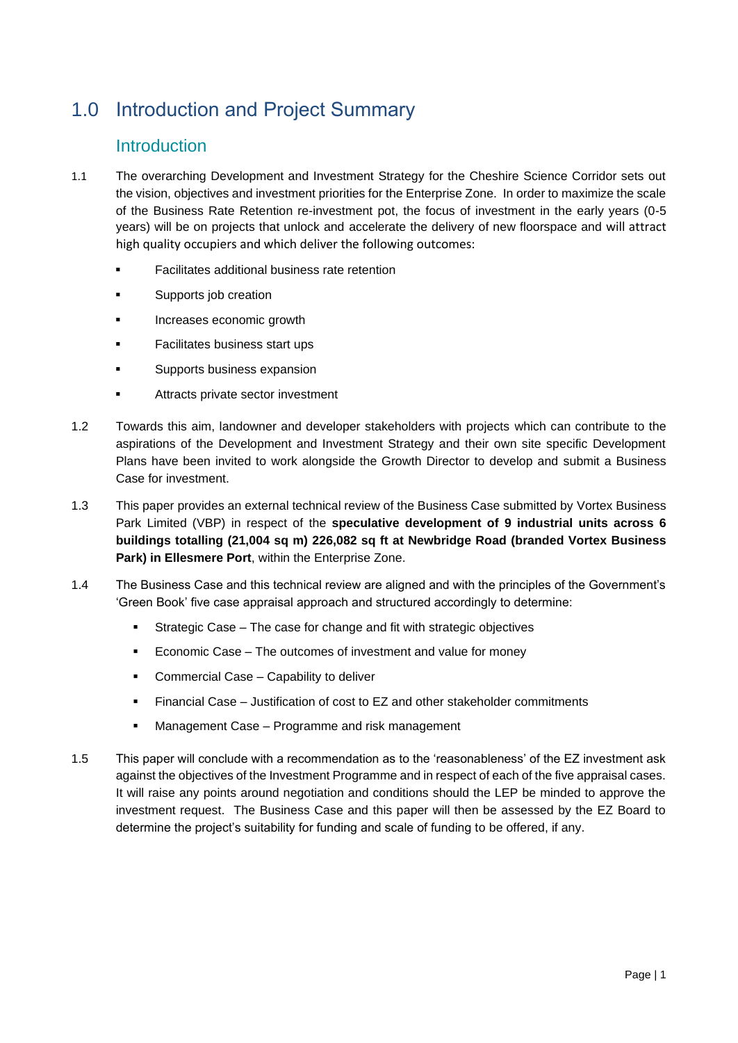# 1.0 Introduction and Project Summary

## Introduction

1.1 The overarching Development and Investment Strategy for the Cheshire Science Corridor sets out the vision, objectives and investment priorities for the Enterprise Zone. In order to maximize the scale of the Business Rate Retention re-investment pot, the focus of investment in the early years (0-5 years) will be on projects that unlock and accelerate the delivery of new floorspace and will attract high quality occupiers and which deliver the following outcomes:

- Facilitates additional business rate retention
- Supports job creation
- Increases economic growth
- Facilitates business start ups
- Supports business expansion
- Attracts private sector investment

1.2 Towards this aim, landowner and developer stakeholders with projects which can contribute to the aspirations of the Development and Investment Strategy and their own site specific Development Plans have been invited to work alongside the Growth Director to develop and submit a Business Case for investment.

1.3 This paper provides an external technical review of the Business Case submitted by Vortex Business Park Limited (VBP) in respect of the **speculative development of 9 industrial units across 6 buildings totalling (21,004 sq m) 226,082 sq ft at Newbridge Road (branded Vortex Business Park) in Ellesmere Port**, within the Enterprise Zone.

1.4 The Business Case and this technical review are aligned and with the principles of the Government's 'Green Book' five case appraisal approach and structured accordingly to determine:

- Strategic Case – The case for change and fit with strategic objectives
- Economic Case – The outcomes of investment and value for money
- Commercial Case – Capability to deliver
- Financial Case – Justification of cost to EZ and other stakeholder commitments
- Management Case – Programme and risk management

1.5 This paper will conclude with a recommendation as to the 'reasonableness' of the EZ investment ask against the objectives of the Investment Programme and in respect of each of the five appraisal cases. It will raise any points around negotiation and conditions should the LEP be minded to approve the investment request. The Business Case and this paper will then be assessed by the EZ Board to determine the project's suitability for funding and scale of funding to be offered, if any.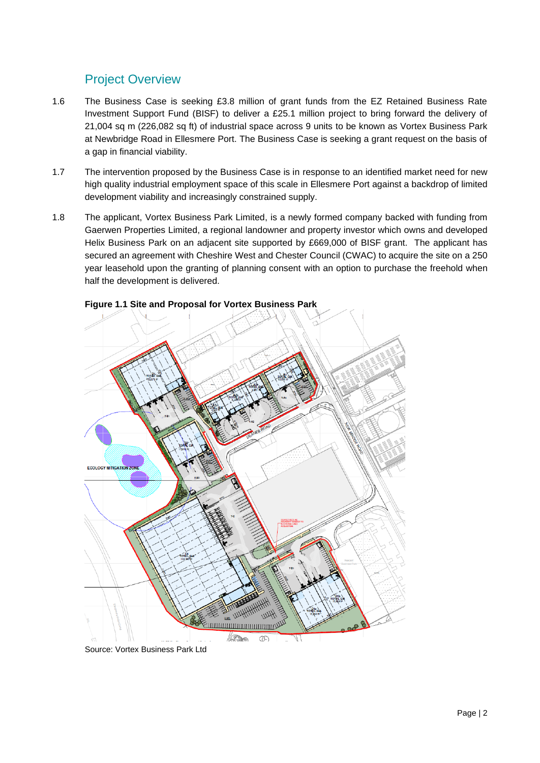## Project Overview

1.6 The Business Case is seeking £3.8 million of grant funds from the EZ Retained Business Rate Investment Support Fund (BISF) to deliver a £25.1 million project to bring forward the delivery of 21,004 sq m (226,082 sq ft) of industrial space across 9 units to be known as Vortex Business Park at Newbridge Road in Ellesmere Port. The Business Case is seeking a grant request on the basis of a gap in financial viability.

1.7 The intervention proposed by the Business Case is in response to an identified market need for new high quality industrial employment space of this scale in Ellesmere Port against a backdrop of limited development viability and increasingly constrained supply.

1.8 The applicant, Vortex Business Park Limited, is a newly formed company backed with funding from Gaerwen Properties Limited, a regional landowner and property investor which owns and developed Helix Business Park on an adjacent site supported by £669,000 of BISF grant. The applicant has secured an agreement with Cheshire West and Chester Council (CWAC) to acquire the site on a 250 year leasehold upon the granting of planning consent with an option to purchase the freehold when half the development is delivered.

**Figure 1.1 Site and Proposal for Vortex Business Park**

Source: Vortex Business Park Ltd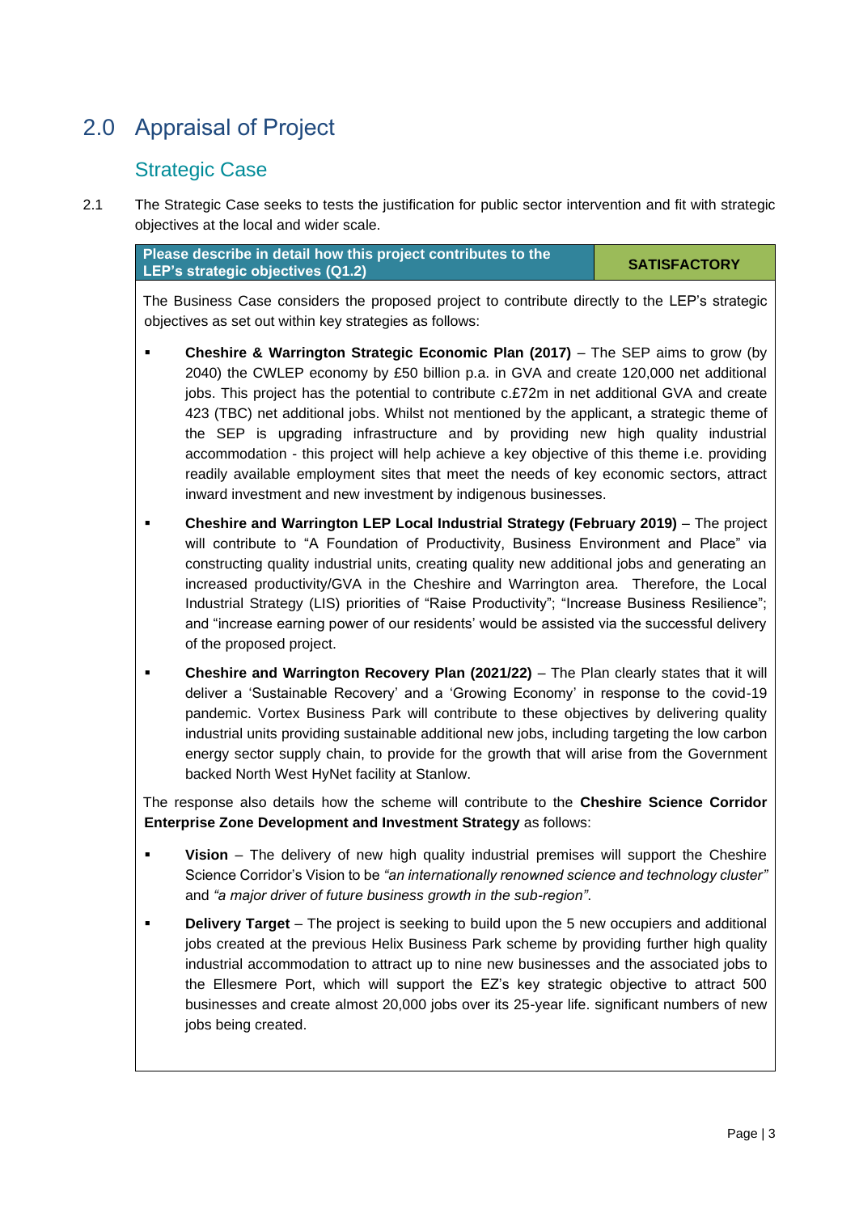# 2.0 Appraisal of Project

## Strategic Case

2.1 The Strategic Case seeks to tests the justification for public sector intervention and fit with strategic objectives at the local and wider scale.

| **Please describe in detail how this project contributes to the LEP's strategic objectives (Q1.2)** | **SATISFACTORY** |
|---|---|

The Business Case considers the proposed project to contribute directly to the LEP's strategic objectives as set out within key strategies as follows:

- **Cheshire & Warrington Strategic Economic Plan (2017)** – The SEP aims to grow (by 2040) the CWLEP economy by £50 billion p.a. in GVA and create 120,000 net additional jobs. This project has the potential to contribute c.£72m in net additional GVA and create 423 (TBC) net additional jobs. Whilst not mentioned by the applicant, a strategic theme of the SEP is upgrading infrastructure and by providing new high quality industrial accommodation - this project will help achieve a key objective of this theme i.e. providing readily available employment sites that meet the needs of key economic sectors, attract inward investment and new investment by indigenous businesses.
- **Cheshire and Warrington LEP Local Industrial Strategy (February 2019)** – The project will contribute to "A Foundation of Productivity, Business Environment and Place" via constructing quality industrial units, creating quality new additional jobs and generating an increased productivity/GVA in the Cheshire and Warrington area. Therefore, the Local Industrial Strategy (LIS) priorities of "Raise Productivity"; "Increase Business Resilience"; and "increase earning power of our residents' would be assisted via the successful delivery of the proposed project.
- **Cheshire and Warrington Recovery Plan (2021/22)** – The Plan clearly states that it will deliver a 'Sustainable Recovery' and a 'Growing Economy' in response to the covid-19 pandemic. Vortex Business Park will contribute to these objectives by delivering quality industrial units providing sustainable additional new jobs, including targeting the low carbon energy sector supply chain, to provide for the growth that will arise from the Government backed North West HyNet facility at Stanlow.

The response also details how the scheme will contribute to the **Cheshire Science Corridor Enterprise Zone Development and Investment Strategy** as follows:

- **Vision** – The delivery of new high quality industrial premises will support the Cheshire Science Corridor's Vision to be *"an internationally renowned science and technology cluster"* and *"a major driver of future business growth in the sub-region"*.
- **Delivery Target** – The project is seeking to build upon the 5 new occupiers and additional jobs created at the previous Helix Business Park scheme by providing further high quality industrial accommodation to attract up to nine new businesses and the associated jobs to the Ellesmere Port, which will support the EZ's key strategic objective to attract 500 businesses and create almost 20,000 jobs over its 25-year life. significant numbers of new jobs being created.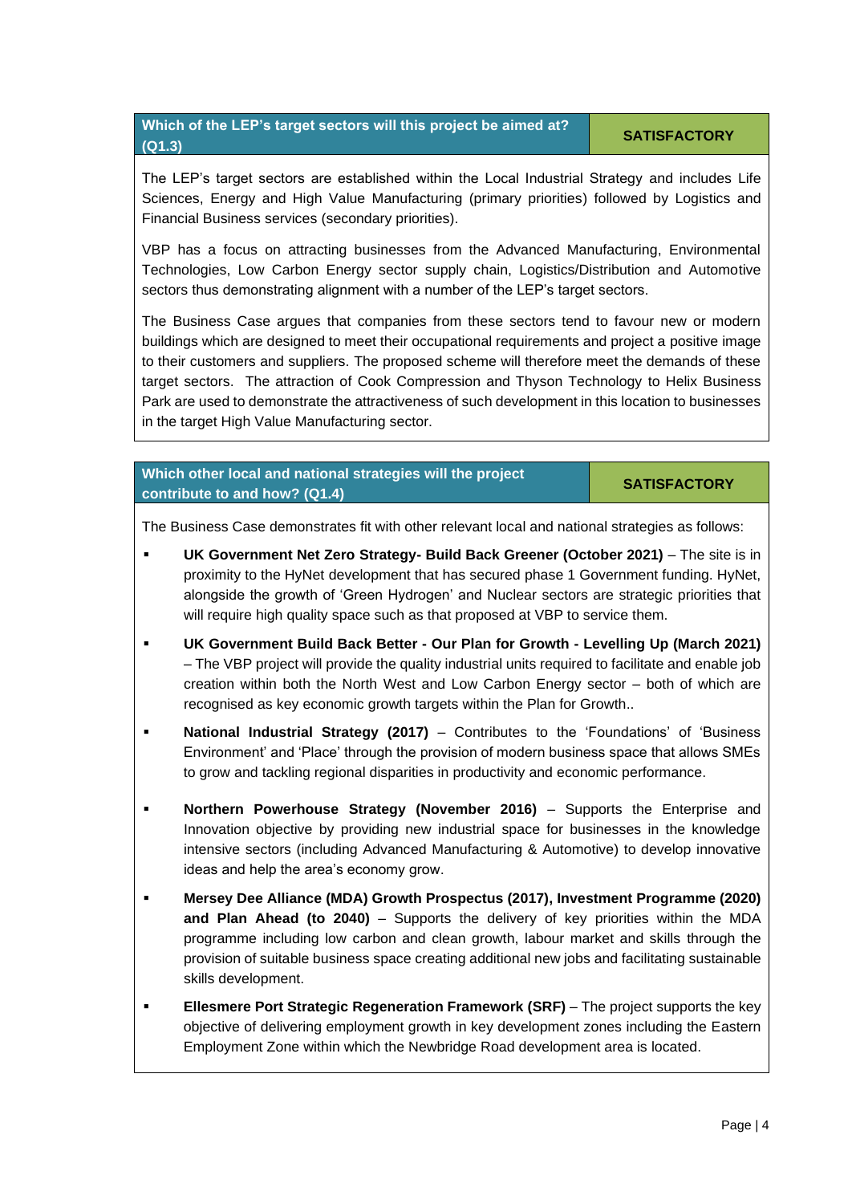| Which of the LEP's target sectors will this project be aimed at? (Q1.3) | SATISFACTORY |
|---|---|

The LEP's target sectors are established within the Local Industrial Strategy and includes Life Sciences, Energy and High Value Manufacturing (primary priorities) followed by Logistics and Financial Business services (secondary priorities).

VBP has a focus on attracting businesses from the Advanced Manufacturing, Environmental Technologies, Low Carbon Energy sector supply chain, Logistics/Distribution and Automotive sectors thus demonstrating alignment with a number of the LEP's target sectors.

The Business Case argues that companies from these sectors tend to favour new or modern buildings which are designed to meet their occupational requirements and project a positive image to their customers and suppliers. The proposed scheme will therefore meet the demands of these target sectors. The attraction of Cook Compression and Thyson Technology to Helix Business Park are used to demonstrate the attractiveness of such development in this location to businesses in the target High Value Manufacturing sector.

| Which other local and national strategies will the project contribute to and how? (Q1.4) | SATISFACTORY |
|---|---|

The Business Case demonstrates fit with other relevant local and national strategies as follows:

- **UK Government Net Zero Strategy- Build Back Greener (October 2021)** – The site is in proximity to the HyNet development that has secured phase 1 Government funding. HyNet, alongside the growth of 'Green Hydrogen' and Nuclear sectors are strategic priorities that will require high quality space such as that proposed at VBP to service them.
- **UK Government Build Back Better - Our Plan for Growth - Levelling Up (March 2021)** – The VBP project will provide the quality industrial units required to facilitate and enable job creation within both the North West and Low Carbon Energy sector – both of which are recognised as key economic growth targets within the Plan for Growth..
- **National Industrial Strategy (2017)** – Contributes to the 'Foundations' of 'Business Environment' and 'Place' through the provision of modern business space that allows SMEs to grow and tackling regional disparities in productivity and economic performance.
- **Northern Powerhouse Strategy (November 2016)** – Supports the Enterprise and Innovation objective by providing new industrial space for businesses in the knowledge intensive sectors (including Advanced Manufacturing & Automotive) to develop innovative ideas and help the area's economy grow.
- **Mersey Dee Alliance (MDA) Growth Prospectus (2017), Investment Programme (2020) and Plan Ahead (to 2040)** – Supports the delivery of key priorities within the MDA programme including low carbon and clean growth, labour market and skills through the provision of suitable business space creating additional new jobs and facilitating sustainable skills development.
- **Ellesmere Port Strategic Regeneration Framework (SRF)** – The project supports the key objective of delivering employment growth in key development zones including the Eastern Employment Zone within which the Newbridge Road development area is located.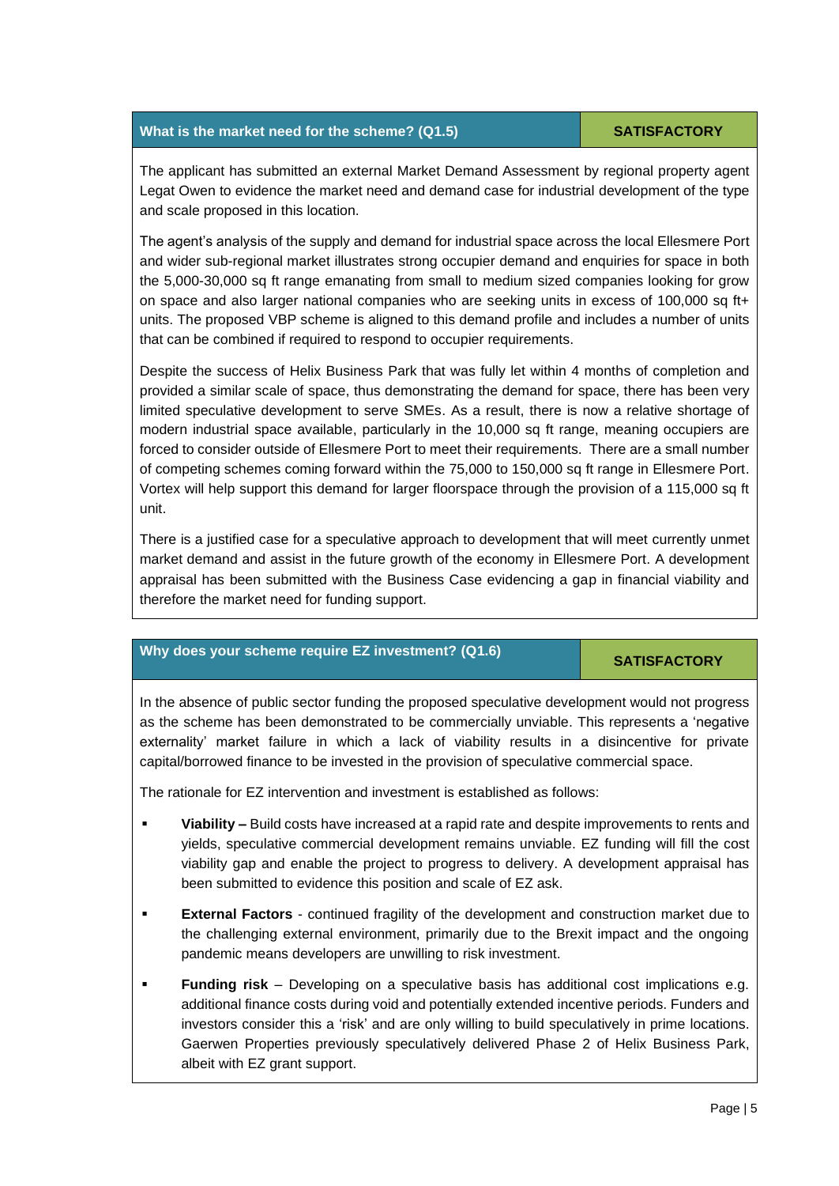| What is the market need for the scheme? (Q1.5) | SATISFACTORY |
| --- | --- |

The applicant has submitted an external Market Demand Assessment by regional property agent Legat Owen to evidence the market need and demand case for industrial development of the type and scale proposed in this location.

The agent's analysis of the supply and demand for industrial space across the local Ellesmere Port and wider sub-regional market illustrates strong occupier demand and enquiries for space in both the 5,000-30,000 sq ft range emanating from small to medium sized companies looking for grow on space and also larger national companies who are seeking units in excess of 100,000 sq ft+ units. The proposed VBP scheme is aligned to this demand profile and includes a number of units that can be combined if required to respond to occupier requirements.

Despite the success of Helix Business Park that was fully let within 4 months of completion and provided a similar scale of space, thus demonstrating the demand for space, there has been very limited speculative development to serve SMEs. As a result, there is now a relative shortage of modern industrial space available, particularly in the 10,000 sq ft range, meaning occupiers are forced to consider outside of Ellesmere Port to meet their requirements. There are a small number of competing schemes coming forward within the 75,000 to 150,000 sq ft range in Ellesmere Port. Vortex will help support this demand for larger floorspace through the provision of a 115,000 sq ft unit.

There is a justified case for a speculative approach to development that will meet currently unmet market demand and assist in the future growth of the economy in Ellesmere Port. A development appraisal has been submitted with the Business Case evidencing a gap in financial viability and therefore the market need for funding support.

| Why does your scheme require EZ investment? (Q1.6) | SATISFACTORY |
| --- | --- |

In the absence of public sector funding the proposed speculative development would not progress as the scheme has been demonstrated to be commercially unviable. This represents a 'negative externality' market failure in which a lack of viability results in a disincentive for private capital/borrowed finance to be invested in the provision of speculative commercial space.

The rationale for EZ intervention and investment is established as follows:

- **Viability –** Build costs have increased at a rapid rate and despite improvements to rents and yields, speculative commercial development remains unviable. EZ funding will fill the cost viability gap and enable the project to progress to delivery. A development appraisal has been submitted to evidence this position and scale of EZ ask.
- **External Factors** - continued fragility of the development and construction market due to the challenging external environment, primarily due to the Brexit impact and the ongoing pandemic means developers are unwilling to risk investment.
- **Funding risk** – Developing on a speculative basis has additional cost implications e.g. additional finance costs during void and potentially extended incentive periods. Funders and investors consider this a 'risk' and are only willing to build speculatively in prime locations. Gaerwen Properties previously speculatively delivered Phase 2 of Helix Business Park, albeit with EZ grant support.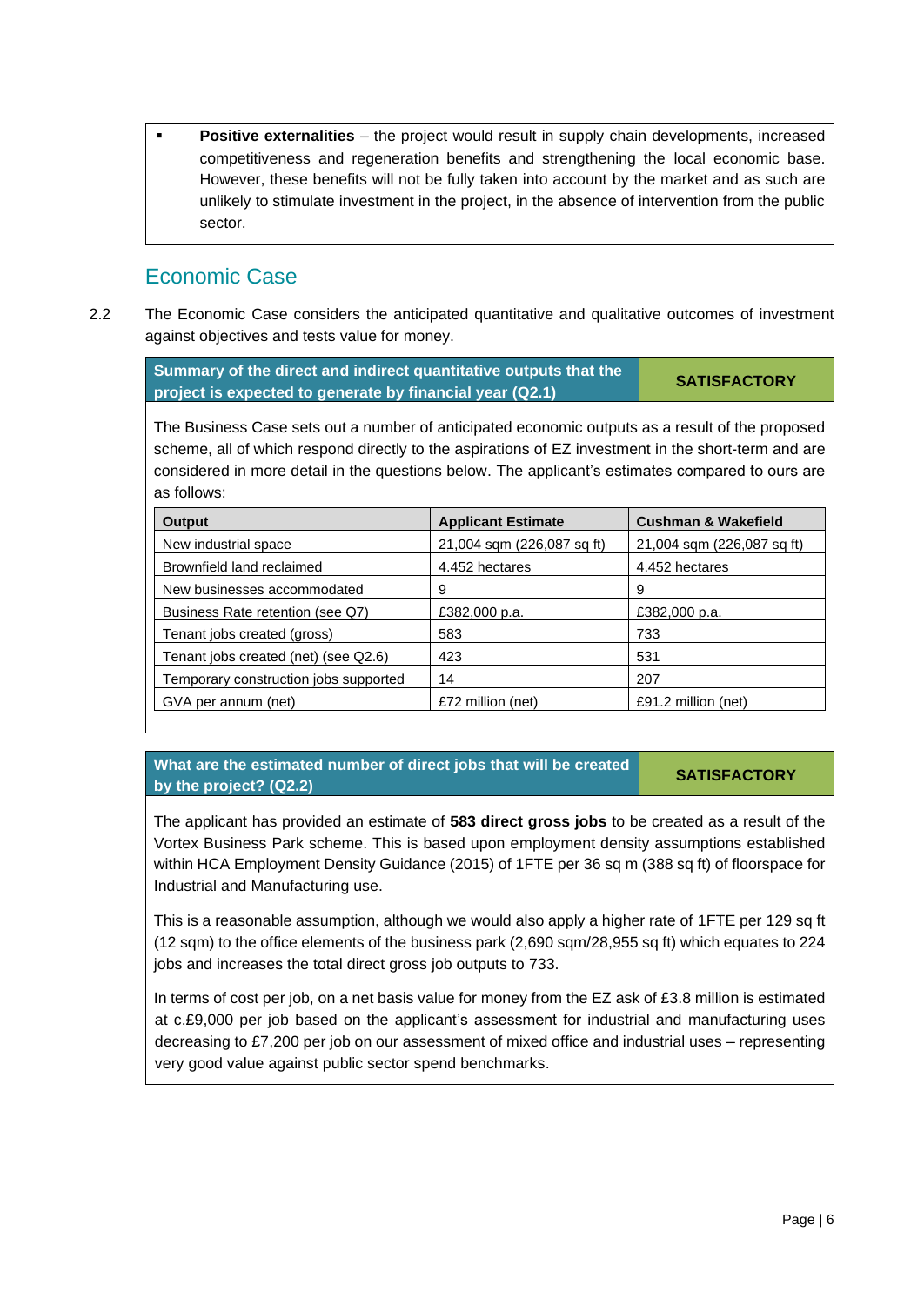- **Positive externalities** – the project would result in supply chain developments, increased competitiveness and regeneration benefits and strengthening the local economic base. However, these benefits will not be fully taken into account by the market and as such are unlikely to stimulate investment in the project, in the absence of intervention from the public sector.

## Economic Case

2.2 The Economic Case considers the anticipated quantitative and qualitative outcomes of investment against objectives and tests value for money.

| Summary of the direct and indirect quantitative outputs that the project is expected to generate by financial year (Q2.1) | SATISFACTORY |
|---|---|

The Business Case sets out a number of anticipated economic outputs as a result of the proposed scheme, all of which respond directly to the aspirations of EZ investment in the short-term and are considered in more detail in the questions below. The applicant's estimates compared to ours are as follows:

| Output | Applicant Estimate | Cushman & Wakefield |
|---|---|---|
| New industrial space | 21,004 sqm (226,087 sq ft) | 21,004 sqm (226,087 sq ft) |
| Brownfield land reclaimed | 4.452 hectares | 4.452 hectares |
| New businesses accommodated | 9 | 9 |
| Business Rate retention (see Q7) | £382,000 p.a. | £382,000 p.a. |
| Tenant jobs created (gross) | 583 | 733 |
| Tenant jobs created (net) (see Q2.6) | 423 | 531 |
| Temporary construction jobs supported | 14 | 207 |
| GVA per annum (net) | £72 million (net) | £91.2 million (net) |

| What are the estimated number of direct jobs that will be created by the project? (Q2.2) | SATISFACTORY |
|---|---|

The applicant has provided an estimate of **583 direct gross jobs** to be created as a result of the Vortex Business Park scheme. This is based upon employment density assumptions established within HCA Employment Density Guidance (2015) of 1FTE per 36 sq m (388 sq ft) of floorspace for Industrial and Manufacturing use.

This is a reasonable assumption, although we would also apply a higher rate of 1FTE per 129 sq ft (12 sqm) to the office elements of the business park (2,690 sqm/28,955 sq ft) which equates to 224 jobs and increases the total direct gross job outputs to 733.

In terms of cost per job, on a net basis value for money from the EZ ask of £3.8 million is estimated at c.£9,000 per job based on the applicant's assessment for industrial and manufacturing uses decreasing to £7,200 per job on our assessment of mixed office and industrial uses – representing very good value against public sector spend benchmarks.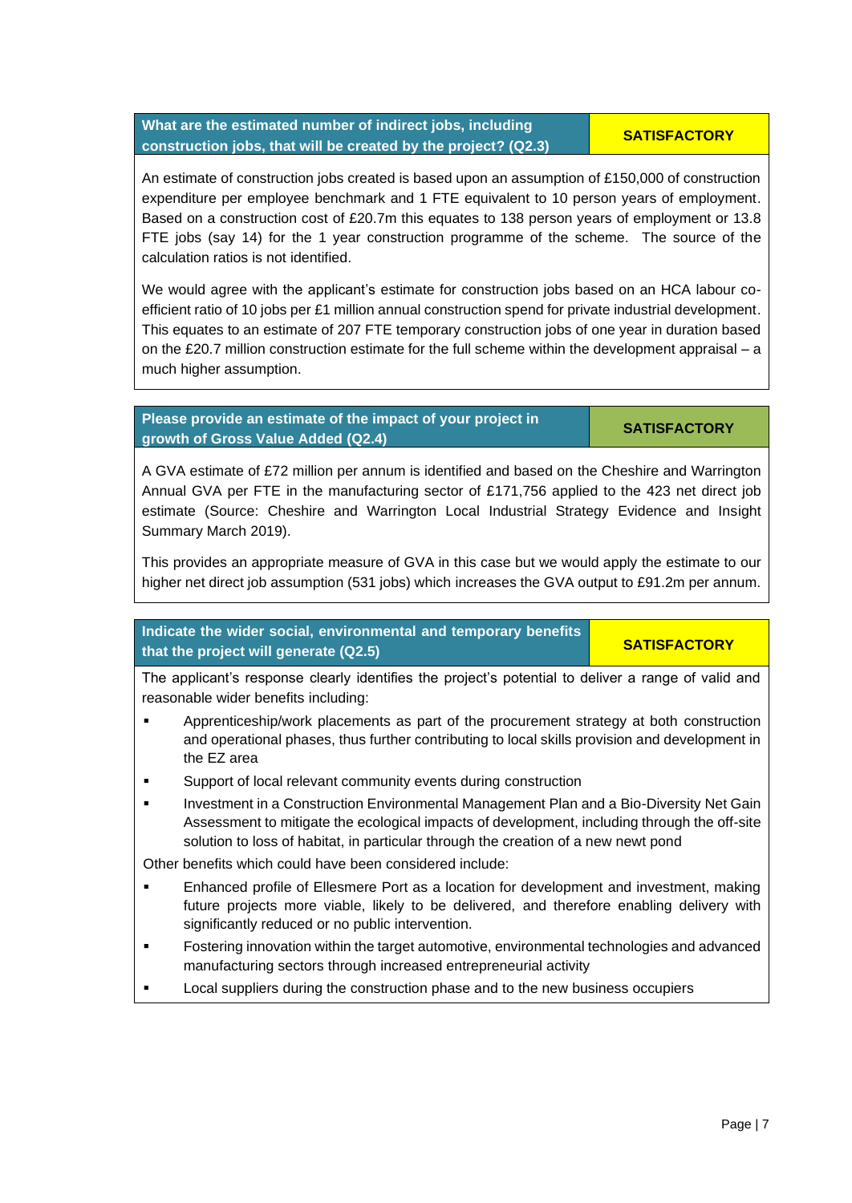| What are the estimated number of indirect jobs, including construction jobs, that will be created by the project? (Q2.3) | SATISFACTORY |
| --- | --- |

An estimate of construction jobs created is based upon an assumption of £150,000 of construction expenditure per employee benchmark and 1 FTE equivalent to 10 person years of employment. Based on a construction cost of £20.7m this equates to 138 person years of employment or 13.8 FTE jobs (say 14) for the 1 year construction programme of the scheme. The source of the calculation ratios is not identified.

We would agree with the applicant's estimate for construction jobs based on an HCA labour co-efficient ratio of 10 jobs per £1 million annual construction spend for private industrial development. This equates to an estimate of 207 FTE temporary construction jobs of one year in duration based on the £20.7 million construction estimate for the full scheme within the development appraisal – a much higher assumption.

| Please provide an estimate of the impact of your project in growth of Gross Value Added (Q2.4) | SATISFACTORY |
| --- | --- |

A GVA estimate of £72 million per annum is identified and based on the Cheshire and Warrington Annual GVA per FTE in the manufacturing sector of £171,756 applied to the 423 net direct job estimate (Source: Cheshire and Warrington Local Industrial Strategy Evidence and Insight Summary March 2019).

This provides an appropriate measure of GVA in this case but we would apply the estimate to our higher net direct job assumption (531 jobs) which increases the GVA output to £91.2m per annum.

| Indicate the wider social, environmental and temporary benefits that the project will generate (Q2.5) | SATISFACTORY |
| --- | --- |

The applicant's response clearly identifies the project's potential to deliver a range of valid and reasonable wider benefits including:

- Apprenticeship/work placements as part of the procurement strategy at both construction and operational phases, thus further contributing to local skills provision and development in the EZ area
- Support of local relevant community events during construction
- Investment in a Construction Environmental Management Plan and a Bio-Diversity Net Gain Assessment to mitigate the ecological impacts of development, including through the off-site solution to loss of habitat, in particular through the creation of a new newt pond

Other benefits which could have been considered include:

- Enhanced profile of Ellesmere Port as a location for development and investment, making future projects more viable, likely to be delivered, and therefore enabling delivery with significantly reduced or no public intervention.
- Fostering innovation within the target automotive, environmental technologies and advanced manufacturing sectors through increased entrepreneurial activity
- Local suppliers during the construction phase and to the new business occupiers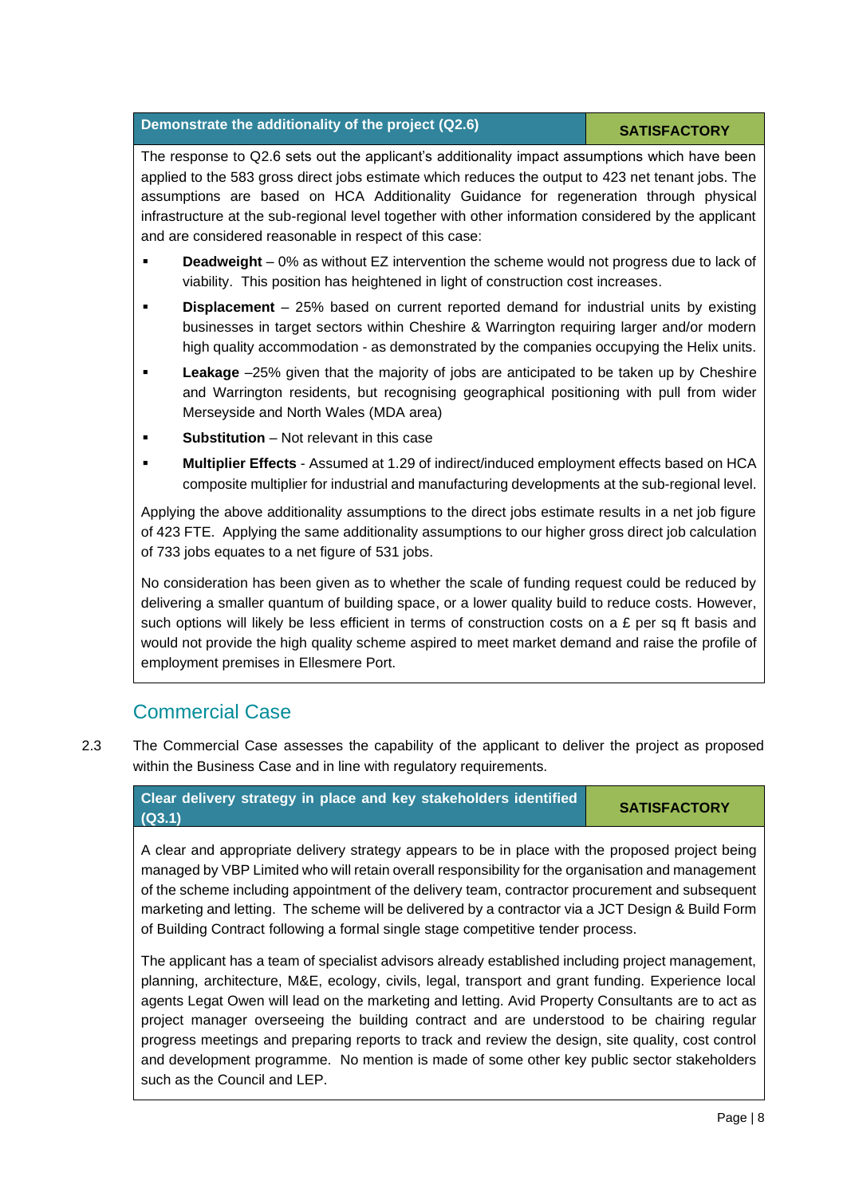| Demonstrate the additionality of the project (Q2.6) | SATISFACTORY |
|---|---|

The response to Q2.6 sets out the applicant's additionality impact assumptions which have been applied to the 583 gross direct jobs estimate which reduces the output to 423 net tenant jobs. The assumptions are based on HCA Additionality Guidance for regeneration through physical infrastructure at the sub-regional level together with other information considered by the applicant and are considered reasonable in respect of this case:

- **Deadweight** – 0% as without EZ intervention the scheme would not progress due to lack of viability. This position has heightened in light of construction cost increases.
- **Displacement** – 25% based on current reported demand for industrial units by existing businesses in target sectors within Cheshire & Warrington requiring larger and/or modern high quality accommodation - as demonstrated by the companies occupying the Helix units.
- **Leakage** –25% given that the majority of jobs are anticipated to be taken up by Cheshire and Warrington residents, but recognising geographical positioning with pull from wider Merseyside and North Wales (MDA area)
- **Substitution** – Not relevant in this case
- **Multiplier Effects** - Assumed at 1.29 of indirect/induced employment effects based on HCA composite multiplier for industrial and manufacturing developments at the sub-regional level.

Applying the above additionality assumptions to the direct jobs estimate results in a net job figure of 423 FTE. Applying the same additionality assumptions to our higher gross direct job calculation of 733 jobs equates to a net figure of 531 jobs.

No consideration has been given as to whether the scale of funding request could be reduced by delivering a smaller quantum of building space, or a lower quality build to reduce costs. However, such options will likely be less efficient in terms of construction costs on a £ per sq ft basis and would not provide the high quality scheme aspired to meet market demand and raise the profile of employment premises in Ellesmere Port.

## Commercial Case

2.3 The Commercial Case assesses the capability of the applicant to deliver the project as proposed within the Business Case and in line with regulatory requirements.

| Clear delivery strategy in place and key stakeholders identified (Q3.1) | SATISFACTORY |
|---|---|

A clear and appropriate delivery strategy appears to be in place with the proposed project being managed by VBP Limited who will retain overall responsibility for the organisation and management of the scheme including appointment of the delivery team, contractor procurement and subsequent marketing and letting. The scheme will be delivered by a contractor via a JCT Design & Build Form of Building Contract following a formal single stage competitive tender process.

The applicant has a team of specialist advisors already established including project management, planning, architecture, M&E, ecology, civils, legal, transport and grant funding. Experience local agents Legat Owen will lead on the marketing and letting. Avid Property Consultants are to act as project manager overseeing the building contract and are understood to be chairing regular progress meetings and preparing reports to track and review the design, site quality, cost control and development programme. No mention is made of some other key public sector stakeholders such as the Council and LEP.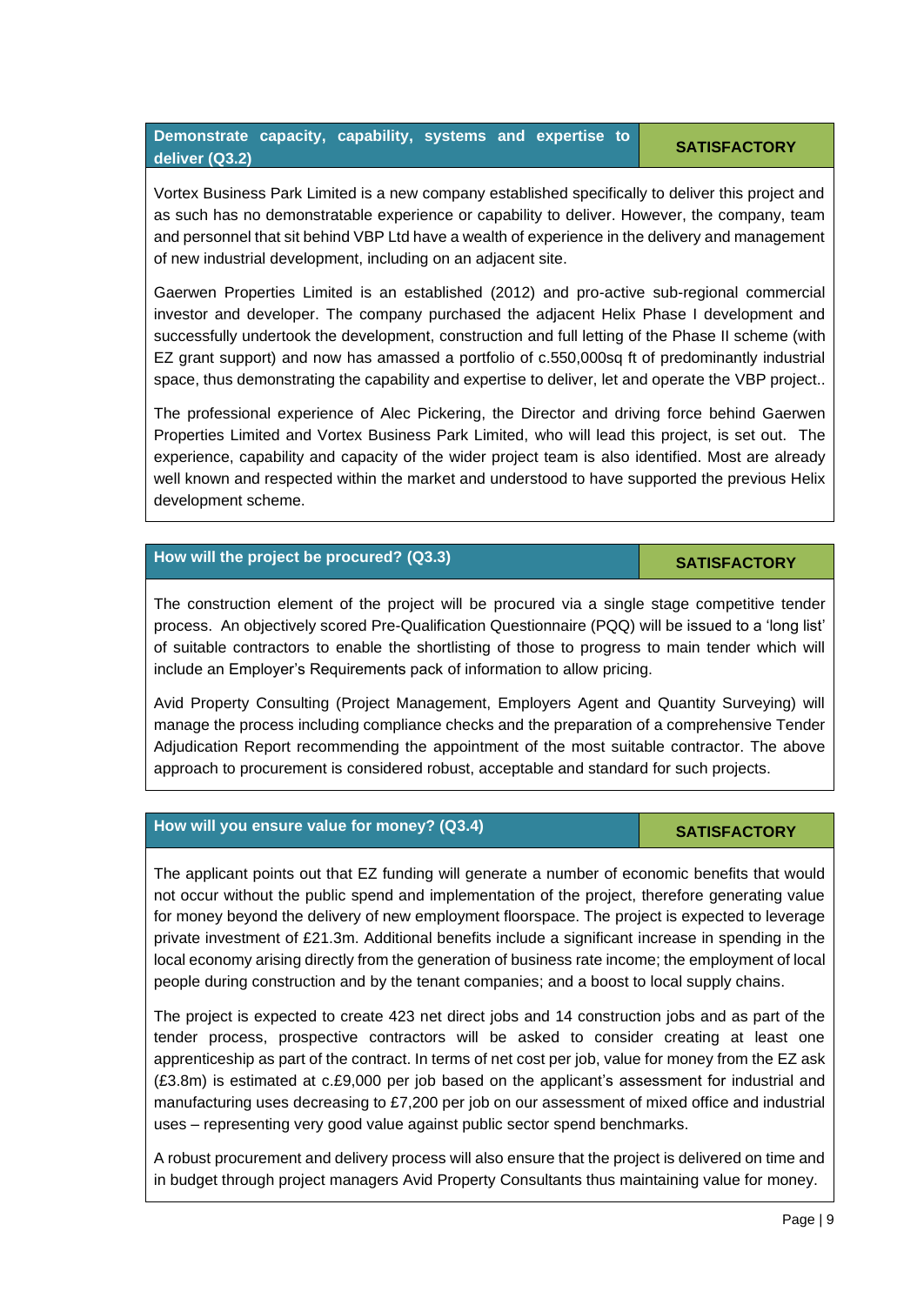| Demonstrate capacity, capability, systems and expertise to deliver (Q3.2) | SATISFACTORY |
|---|---|

Vortex Business Park Limited is a new company established specifically to deliver this project and as such has no demonstratable experience or capability to deliver. However, the company, team and personnel that sit behind VBP Ltd have a wealth of experience in the delivery and management of new industrial development, including on an adjacent site.

Gaerwen Properties Limited is an established (2012) and pro-active sub-regional commercial investor and developer. The company purchased the adjacent Helix Phase I development and successfully undertook the development, construction and full letting of the Phase II scheme (with EZ grant support) and now has amassed a portfolio of c.550,000sq ft of predominantly industrial space, thus demonstrating the capability and expertise to deliver, let and operate the VBP project..

The professional experience of Alec Pickering, the Director and driving force behind Gaerwen Properties Limited and Vortex Business Park Limited, who will lead this project, is set out. The experience, capability and capacity of the wider project team is also identified. Most are already well known and respected within the market and understood to have supported the previous Helix development scheme.

| How will the project be procured? (Q3.3) | SATISFACTORY |
|---|---|

The construction element of the project will be procured via a single stage competitive tender process. An objectively scored Pre-Qualification Questionnaire (PQQ) will be issued to a 'long list' of suitable contractors to enable the shortlisting of those to progress to main tender which will include an Employer's Requirements pack of information to allow pricing.

Avid Property Consulting (Project Management, Employers Agent and Quantity Surveying) will manage the process including compliance checks and the preparation of a comprehensive Tender Adjudication Report recommending the appointment of the most suitable contractor. The above approach to procurement is considered robust, acceptable and standard for such projects.

| How will you ensure value for money? (Q3.4) | SATISFACTORY |
|---|---|

The applicant points out that EZ funding will generate a number of economic benefits that would not occur without the public spend and implementation of the project, therefore generating value for money beyond the delivery of new employment floorspace. The project is expected to leverage private investment of £21.3m. Additional benefits include a significant increase in spending in the local economy arising directly from the generation of business rate income; the employment of local people during construction and by the tenant companies; and a boost to local supply chains.

The project is expected to create 423 net direct jobs and 14 construction jobs and as part of the tender process, prospective contractors will be asked to consider creating at least one apprenticeship as part of the contract. In terms of net cost per job, value for money from the EZ ask (£3.8m) is estimated at c.£9,000 per job based on the applicant's assessment for industrial and manufacturing uses decreasing to £7,200 per job on our assessment of mixed office and industrial uses – representing very good value against public sector spend benchmarks.

A robust procurement and delivery process will also ensure that the project is delivered on time and in budget through project managers Avid Property Consultants thus maintaining value for money.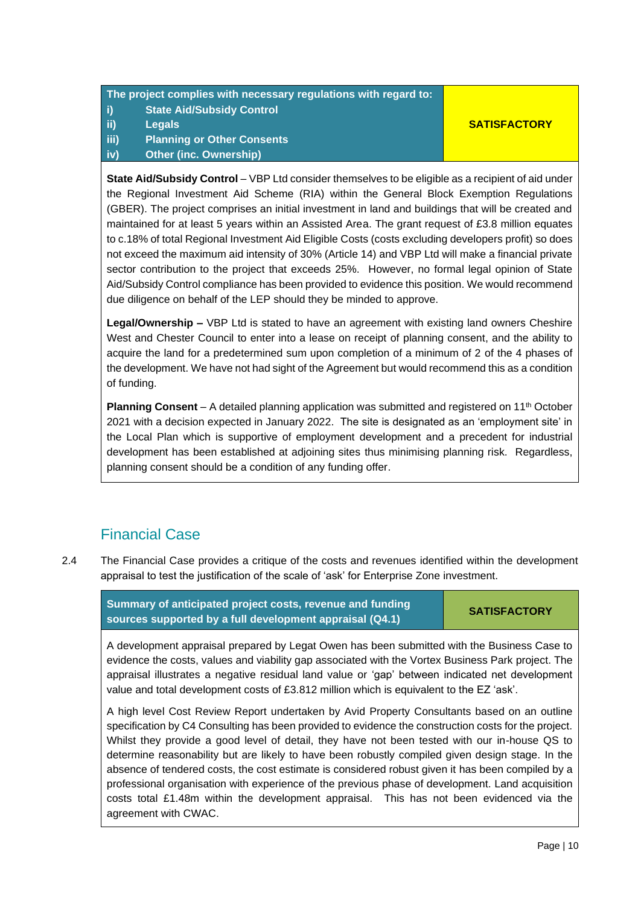| The project complies with necessary regulations with regard to:<br>i) State Aid/Subsidy Control<br>ii) Legals<br>iii) Planning or Other Consents<br>iv) Other (inc. Ownership) | SATISFACTORY |
|---|---|

**State Aid/Subsidy Control** – VBP Ltd consider themselves to be eligible as a recipient of aid under the Regional Investment Aid Scheme (RIA) within the General Block Exemption Regulations (GBER). The project comprises an initial investment in land and buildings that will be created and maintained for at least 5 years within an Assisted Area. The grant request of £3.8 million equates to c.18% of total Regional Investment Aid Eligible Costs (costs excluding developers profit) so does not exceed the maximum aid intensity of 30% (Article 14) and VBP Ltd will make a financial private sector contribution to the project that exceeds 25%. However, no formal legal opinion of State Aid/Subsidy Control compliance has been provided to evidence this position. We would recommend due diligence on behalf of the LEP should they be minded to approve.

**Legal/Ownership –** VBP Ltd is stated to have an agreement with existing land owners Cheshire West and Chester Council to enter into a lease on receipt of planning consent, and the ability to acquire the land for a predetermined sum upon completion of a minimum of 2 of the 4 phases of the development. We have not had sight of the Agreement but would recommend this as a condition of funding.

**Planning Consent** – A detailed planning application was submitted and registered on 11th October 2021 with a decision expected in January 2022. The site is designated as an 'employment site' in the Local Plan which is supportive of employment development and a precedent for industrial development has been established at adjoining sites thus minimising planning risk. Regardless, planning consent should be a condition of any funding offer.

## Financial Case

2.4 The Financial Case provides a critique of the costs and revenues identified within the development appraisal to test the justification of the scale of 'ask' for Enterprise Zone investment.

| Summary of anticipated project costs, revenue and funding sources supported by a full development appraisal (Q4.1) | SATISFACTORY |
|---|---|

A development appraisal prepared by Legat Owen has been submitted with the Business Case to evidence the costs, values and viability gap associated with the Vortex Business Park project. The appraisal illustrates a negative residual land value or 'gap' between indicated net development value and total development costs of £3.812 million which is equivalent to the EZ 'ask'.

A high level Cost Review Report undertaken by Avid Property Consultants based on an outline specification by C4 Consulting has been provided to evidence the construction costs for the project. Whilst they provide a good level of detail, they have not been tested with our in-house QS to determine reasonability but are likely to have been robustly compiled given design stage. In the absence of tendered costs, the cost estimate is considered robust given it has been compiled by a professional organisation with experience of the previous phase of development. Land acquisition costs total £1.48m within the development appraisal. This has not been evidenced via the agreement with CWAC.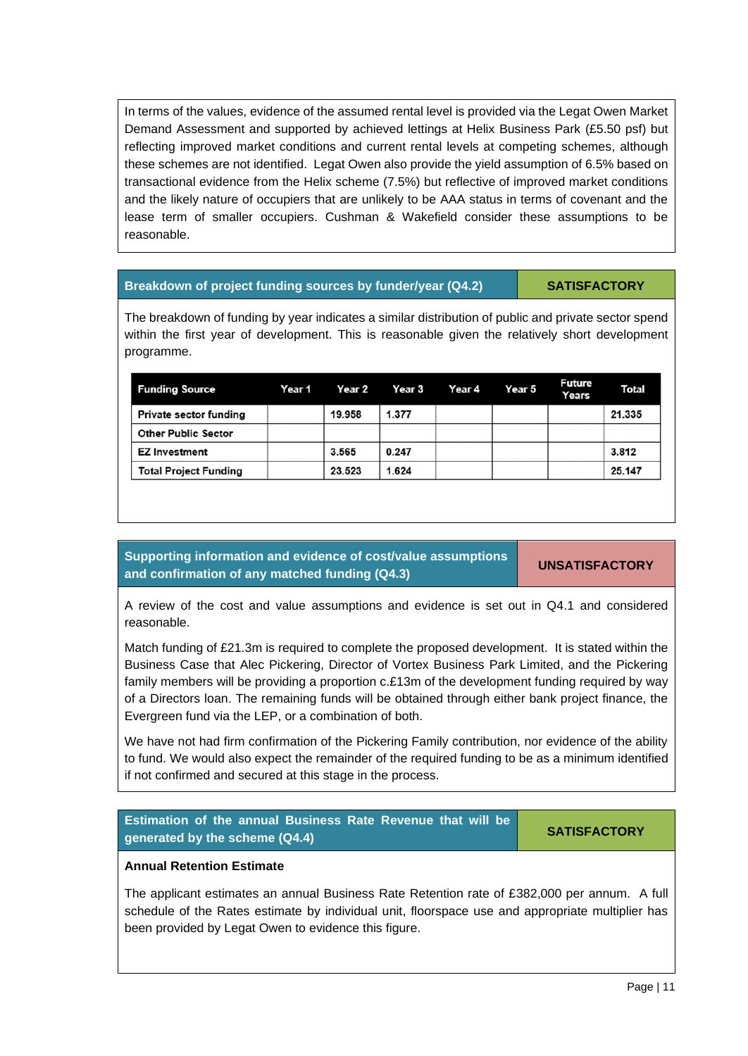In terms of the values, evidence of the assumed rental level is provided via the Legat Owen Market Demand Assessment and supported by achieved lettings at Helix Business Park (£5.50 psf) but reflecting improved market conditions and current rental levels at competing schemes, although these schemes are not identified. Legat Owen also provide the yield assumption of 6.5% based on transactional evidence from the Helix scheme (7.5%) but reflective of improved market conditions and the likely nature of occupiers that are unlikely to be AAA status in terms of covenant and the lease term of smaller occupiers. Cushman & Wakefield consider these assumptions to be reasonable.

| Breakdown of project funding sources by funder/year (Q4.2) | SATISFACTORY |
|---|---|

The breakdown of funding by year indicates a similar distribution of public and private sector spend within the first year of development. This is reasonable given the relatively short development programme.

| Funding Source | Year 1 | Year 2 | Year 3 | Year 4 | Year 5 | Future Years | Total |
|---|---|---|---|---|---|---|---|
| Private sector funding | | 19.958 | 1.377 | | | | 21.335 |
| Other Public Sector | | | | | | | |
| EZ Investment | | 3.565 | 0.247 | | | | 3.812 |
| Total Project Funding | | 23.523 | 1.624 | | | | 25.147 |

| Supporting information and evidence of cost/value assumptions and confirmation of any matched funding (Q4.3) | UNSATISFACTORY |
|---|---|

A review of the cost and value assumptions and evidence is set out in Q4.1 and considered reasonable.

Match funding of £21.3m is required to complete the proposed development. It is stated within the Business Case that Alec Pickering, Director of Vortex Business Park Limited, and the Pickering family members will be providing a proportion c.£13m of the development funding required by way of a Directors loan. The remaining funds will be obtained through either bank project finance, the Evergreen fund via the LEP, or a combination of both.

We have not had firm confirmation of the Pickering Family contribution, nor evidence of the ability to fund. We would also expect the remainder of the required funding to be as a minimum identified if not confirmed and secured at this stage in the process.

| Estimation of the annual Business Rate Revenue that will be generated by the scheme (Q4.4) | SATISFACTORY |
|---|---|

**Annual Retention Estimate**

The applicant estimates an annual Business Rate Retention rate of £382,000 per annum. A full schedule of the Rates estimate by individual unit, floorspace use and appropriate multiplier has been provided by Legat Owen to evidence this figure.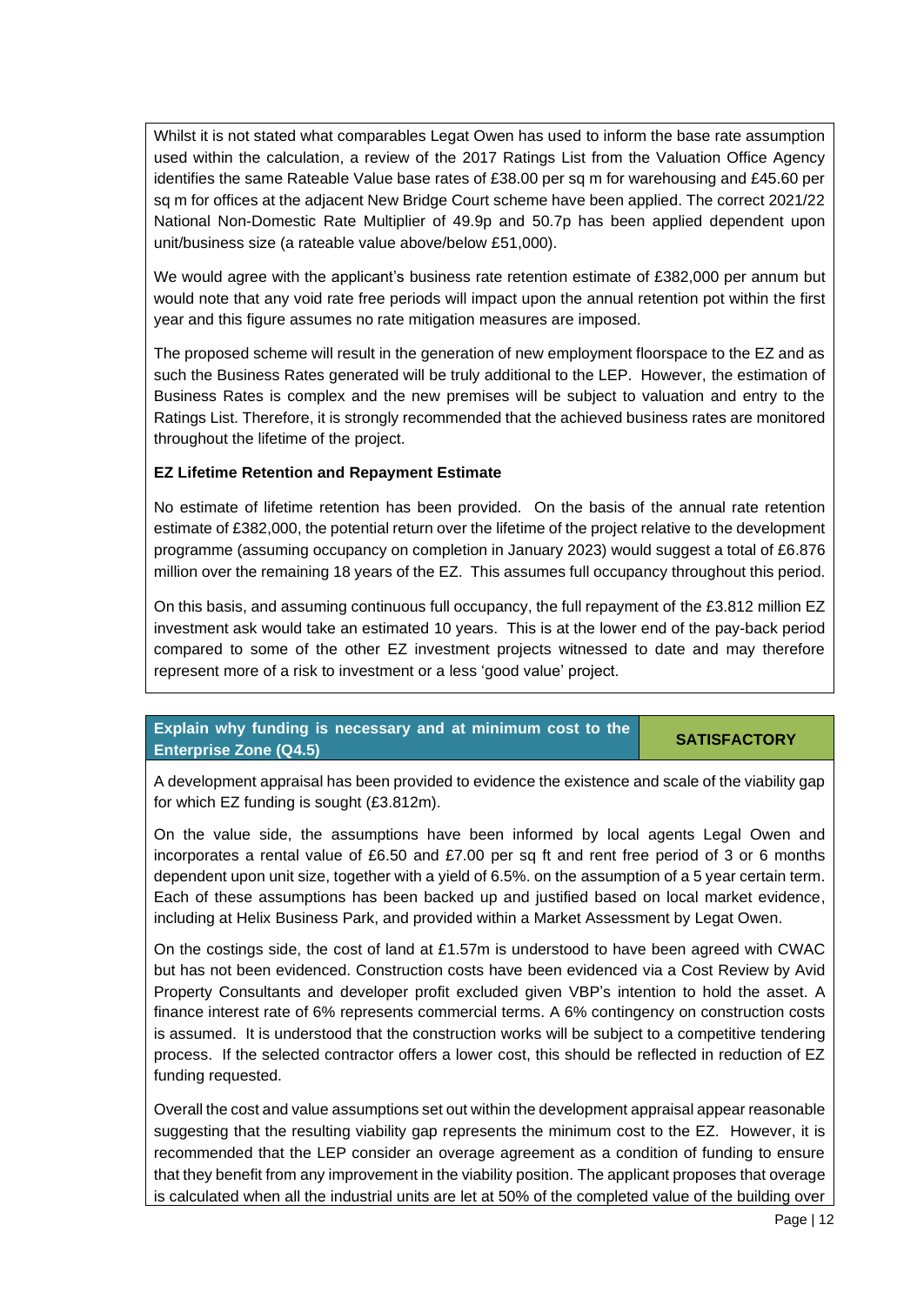Whilst it is not stated what comparables Legat Owen has used to inform the base rate assumption used within the calculation, a review of the 2017 Ratings List from the Valuation Office Agency identifies the same Rateable Value base rates of £38.00 per sq m for warehousing and £45.60 per sq m for offices at the adjacent New Bridge Court scheme have been applied. The correct 2021/22 National Non-Domestic Rate Multiplier of 49.9p and 50.7p has been applied dependent upon unit/business size (a rateable value above/below £51,000).

We would agree with the applicant's business rate retention estimate of £382,000 per annum but would note that any void rate free periods will impact upon the annual retention pot within the first year and this figure assumes no rate mitigation measures are imposed.

The proposed scheme will result in the generation of new employment floorspace to the EZ and as such the Business Rates generated will be truly additional to the LEP. However, the estimation of Business Rates is complex and the new premises will be subject to valuation and entry to the Ratings List. Therefore, it is strongly recommended that the achieved business rates are monitored throughout the lifetime of the project.

**EZ Lifetime Retention and Repayment Estimate**

No estimate of lifetime retention has been provided. On the basis of the annual rate retention estimate of £382,000, the potential return over the lifetime of the project relative to the development programme (assuming occupancy on completion in January 2023) would suggest a total of £6.876 million over the remaining 18 years of the EZ. This assumes full occupancy throughout this period.

On this basis, and assuming continuous full occupancy, the full repayment of the £3.812 million EZ investment ask would take an estimated 10 years. This is at the lower end of the pay-back period compared to some of the other EZ investment projects witnessed to date and may therefore represent more of a risk to investment or a less 'good value' project.

| Explain why funding is necessary and at minimum cost to the Enterprise Zone (Q4.5) | SATISFACTORY |
|---|---|

A development appraisal has been provided to evidence the existence and scale of the viability gap for which EZ funding is sought (£3.812m).

On the value side, the assumptions have been informed by local agents Legal Owen and incorporates a rental value of £6.50 and £7.00 per sq ft and rent free period of 3 or 6 months dependent upon unit size, together with a yield of 6.5%. on the assumption of a 5 year certain term. Each of these assumptions has been backed up and justified based on local market evidence, including at Helix Business Park, and provided within a Market Assessment by Legat Owen.

On the costings side, the cost of land at £1.57m is understood to have been agreed with CWAC but has not been evidenced. Construction costs have been evidenced via a Cost Review by Avid Property Consultants and developer profit excluded given VBP's intention to hold the asset. A finance interest rate of 6% represents commercial terms. A 6% contingency on construction costs is assumed. It is understood that the construction works will be subject to a competitive tendering process. If the selected contractor offers a lower cost, this should be reflected in reduction of EZ funding requested.

Overall the cost and value assumptions set out within the development appraisal appear reasonable suggesting that the resulting viability gap represents the minimum cost to the EZ. However, it is recommended that the LEP consider an overage agreement as a condition of funding to ensure that they benefit from any improvement in the viability position. The applicant proposes that overage is calculated when all the industrial units are let at 50% of the completed value of the building over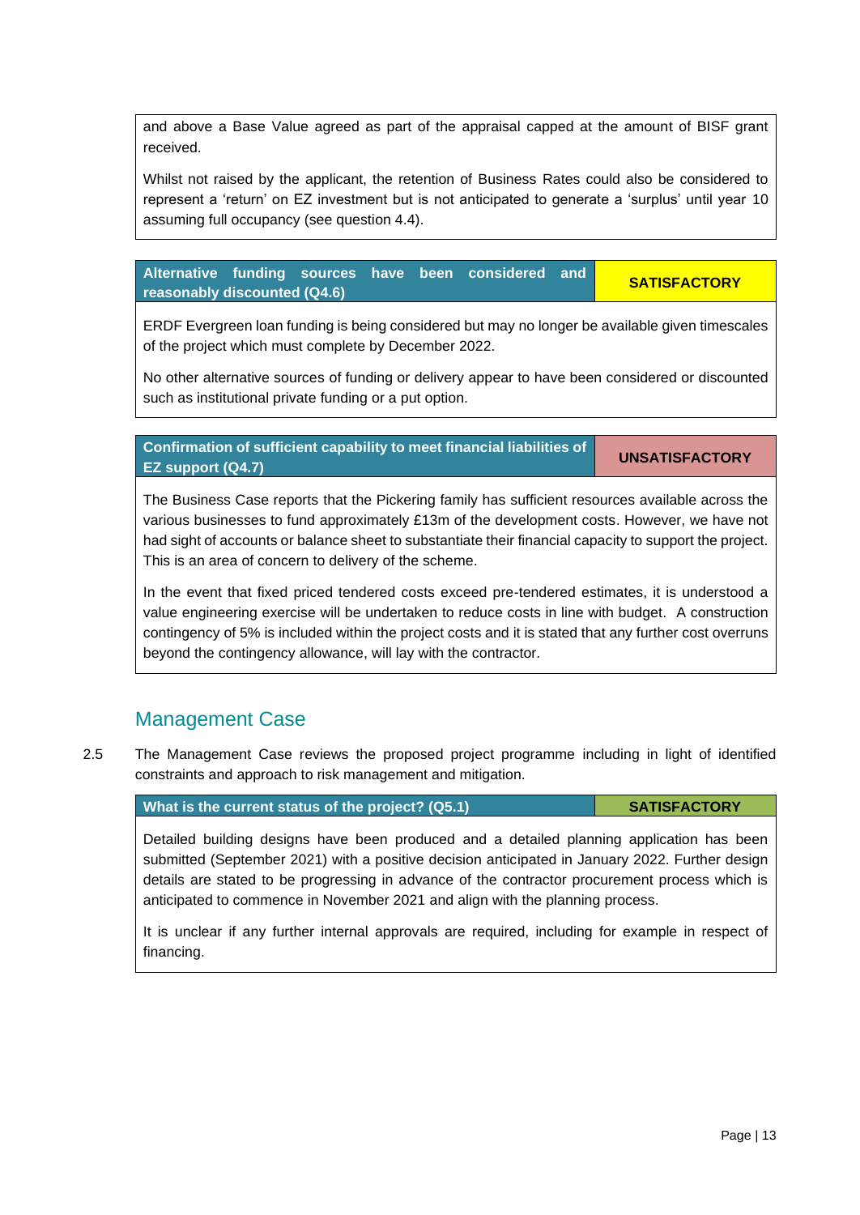and above a Base Value agreed as part of the appraisal capped at the amount of BISF grant received.

Whilst not raised by the applicant, the retention of Business Rates could also be considered to represent a 'return' on EZ investment but is not anticipated to generate a 'surplus' until year 10 assuming full occupancy (see question 4.4).

| **Alternative funding sources have been considered and reasonably discounted (Q4.6)** | **SATISFACTORY** |
| --- | --- |

ERDF Evergreen loan funding is being considered but may no longer be available given timescales of the project which must complete by December 2022.

No other alternative sources of funding or delivery appear to have been considered or discounted such as institutional private funding or a put option.

| **Confirmation of sufficient capability to meet financial liabilities of EZ support (Q4.7)** | **UNSATISFACTORY** |
| --- | --- |

The Business Case reports that the Pickering family has sufficient resources available across the various businesses to fund approximately £13m of the development costs. However, we have not had sight of accounts or balance sheet to substantiate their financial capacity to support the project. This is an area of concern to delivery of the scheme.

In the event that fixed priced tendered costs exceed pre-tendered estimates, it is understood a value engineering exercise will be undertaken to reduce costs in line with budget. A construction contingency of 5% is included within the project costs and it is stated that any further cost overruns beyond the contingency allowance, will lay with the contractor.

## Management Case

2.5 The Management Case reviews the proposed project programme including in light of identified constraints and approach to risk management and mitigation.

| **What is the current status of the project? (Q5.1)** | **SATISFACTORY** |
| --- | --- |

Detailed building designs have been produced and a detailed planning application has been submitted (September 2021) with a positive decision anticipated in January 2022. Further design details are stated to be progressing in advance of the contractor procurement process which is anticipated to commence in November 2021 and align with the planning process.

It is unclear if any further internal approvals are required, including for example in respect of financing.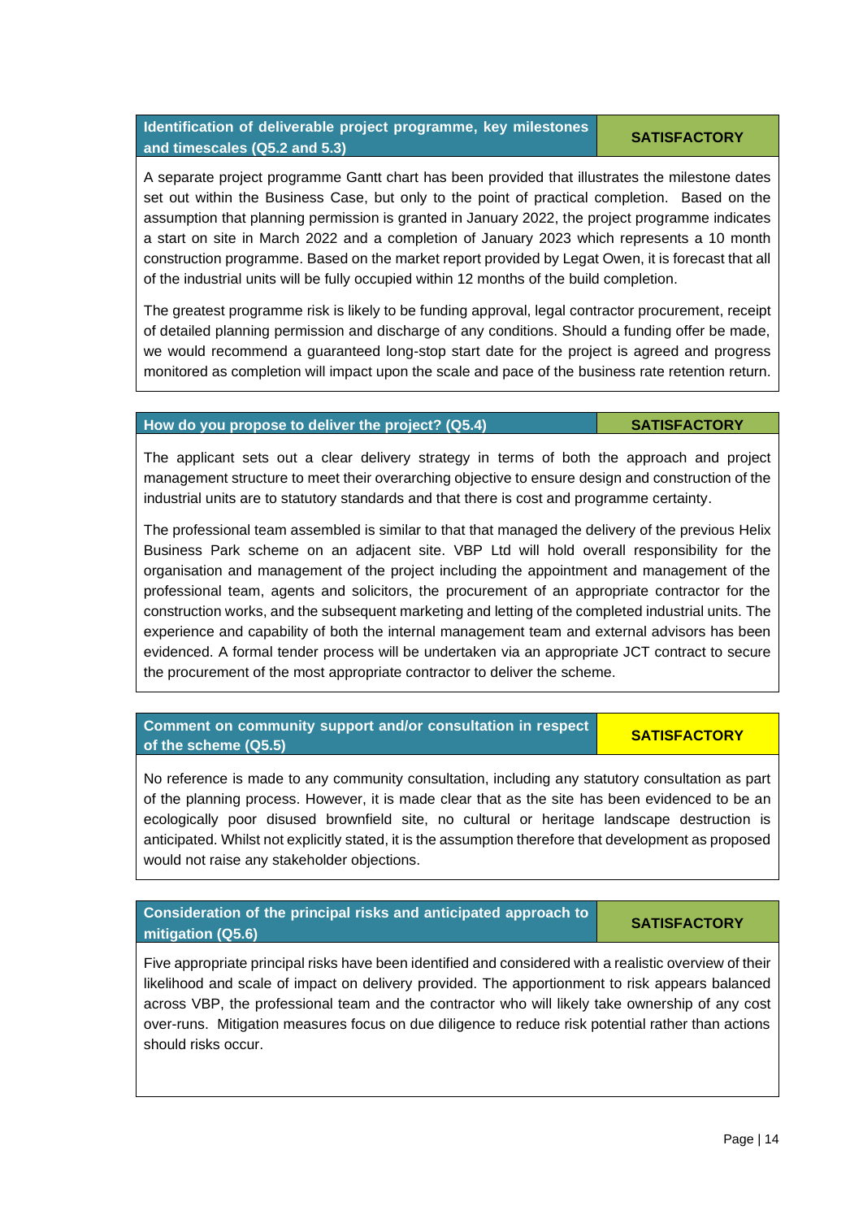| Identification of deliverable project programme, key milestones and timescales (Q5.2 and 5.3) | SATISFACTORY |
|---|---|

A separate project programme Gantt chart has been provided that illustrates the milestone dates set out within the Business Case, but only to the point of practical completion. Based on the assumption that planning permission is granted in January 2022, the project programme indicates a start on site in March 2022 and a completion of January 2023 which represents a 10 month construction programme. Based on the market report provided by Legat Owen, it is forecast that all of the industrial units will be fully occupied within 12 months of the build completion.

The greatest programme risk is likely to be funding approval, legal contractor procurement, receipt of detailed planning permission and discharge of any conditions. Should a funding offer be made, we would recommend a guaranteed long-stop start date for the project is agreed and progress monitored as completion will impact upon the scale and pace of the business rate retention return.

| How do you propose to deliver the project? (Q5.4) | SATISFACTORY |
|---|---|

The applicant sets out a clear delivery strategy in terms of both the approach and project management structure to meet their overarching objective to ensure design and construction of the industrial units are to statutory standards and that there is cost and programme certainty.

The professional team assembled is similar to that that managed the delivery of the previous Helix Business Park scheme on an adjacent site. VBP Ltd will hold overall responsibility for the organisation and management of the project including the appointment and management of the professional team, agents and solicitors, the procurement of an appropriate contractor for the construction works, and the subsequent marketing and letting of the completed industrial units. The experience and capability of both the internal management team and external advisors has been evidenced. A formal tender process will be undertaken via an appropriate JCT contract to secure the procurement of the most appropriate contractor to deliver the scheme.

| Comment on community support and/or consultation in respect of the scheme (Q5.5) | SATISFACTORY |
|---|---|

No reference is made to any community consultation, including any statutory consultation as part of the planning process. However, it is made clear that as the site has been evidenced to be an ecologically poor disused brownfield site, no cultural or heritage landscape destruction is anticipated. Whilst not explicitly stated, it is the assumption therefore that development as proposed would not raise any stakeholder objections.

| Consideration of the principal risks and anticipated approach to mitigation (Q5.6) | SATISFACTORY |
|---|---|

Five appropriate principal risks have been identified and considered with a realistic overview of their likelihood and scale of impact on delivery provided. The apportionment to risk appears balanced across VBP, the professional team and the contractor who will likely take ownership of any cost over-runs. Mitigation measures focus on due diligence to reduce risk potential rather than actions should risks occur.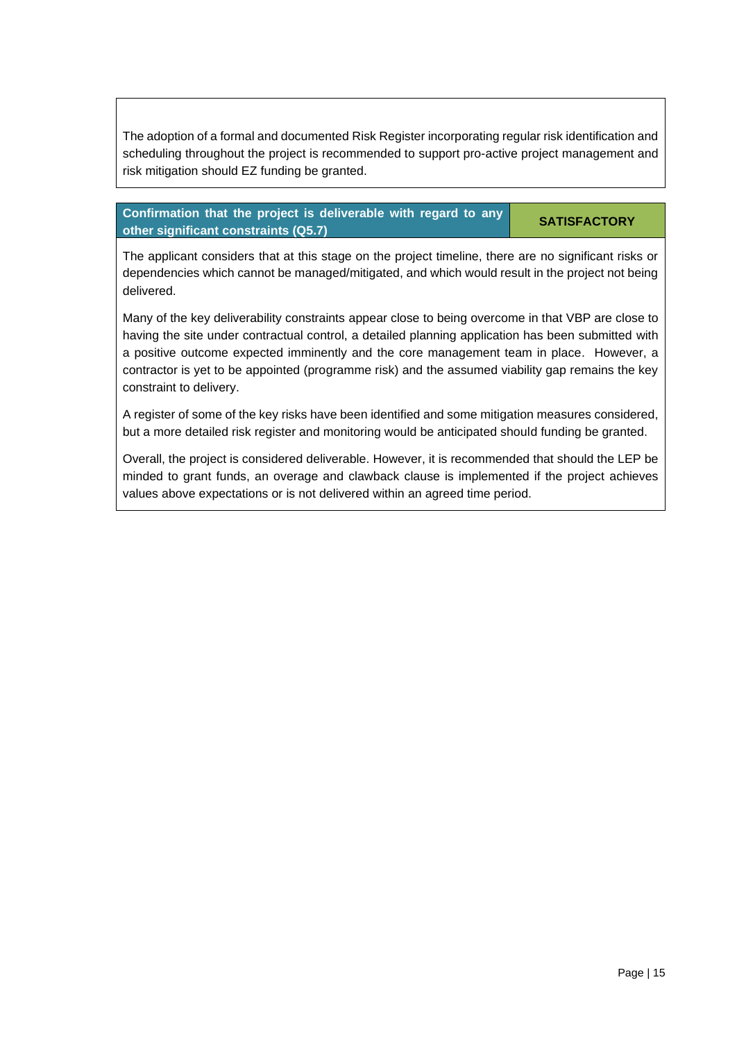The adoption of a formal and documented Risk Register incorporating regular risk identification and scheduling throughout the project is recommended to support pro-active project management and risk mitigation should EZ funding be granted.

| Confirmation that the project is deliverable with regard to any other significant constraints (Q5.7) | SATISFACTORY |
|---|---|

The applicant considers that at this stage on the project timeline, there are no significant risks or dependencies which cannot be managed/mitigated, and which would result in the project not being delivered.

Many of the key deliverability constraints appear close to being overcome in that VBP are close to having the site under contractual control, a detailed planning application has been submitted with a positive outcome expected imminently and the core management team in place. However, a contractor is yet to be appointed (programme risk) and the assumed viability gap remains the key constraint to delivery.

A register of some of the key risks have been identified and some mitigation measures considered, but a more detailed risk register and monitoring would be anticipated should funding be granted.

Overall, the project is considered deliverable. However, it is recommended that should the LEP be minded to grant funds, an overage and clawback clause is implemented if the project achieves values above expectations or is not delivered within an agreed time period.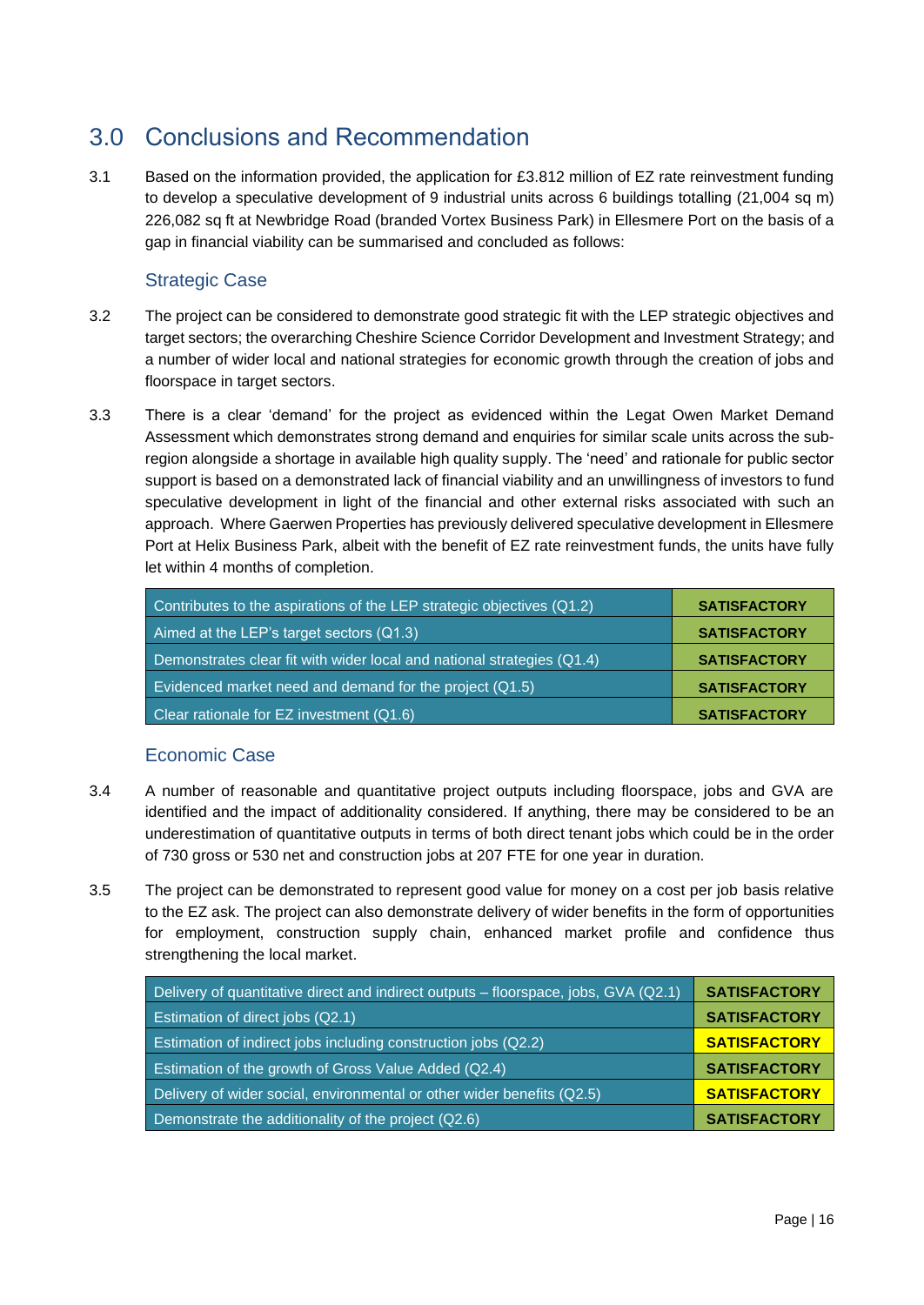## 3.0 Conclusions and Recommendation

3.1 Based on the information provided, the application for £3.812 million of EZ rate reinvestment funding to develop a speculative development of 9 industrial units across 6 buildings totalling (21,004 sq m) 226,082 sq ft at Newbridge Road (branded Vortex Business Park) in Ellesmere Port on the basis of a gap in financial viability can be summarised and concluded as follows:

### Strategic Case

3.2 The project can be considered to demonstrate good strategic fit with the LEP strategic objectives and target sectors; the overarching Cheshire Science Corridor Development and Investment Strategy; and a number of wider local and national strategies for economic growth through the creation of jobs and floorspace in target sectors.

3.3 There is a clear 'demand' for the project as evidenced within the Legat Owen Market Demand Assessment which demonstrates strong demand and enquiries for similar scale units across the sub-region alongside a shortage in available high quality supply. The 'need' and rationale for public sector support is based on a demonstrated lack of financial viability and an unwillingness of investors to fund speculative development in light of the financial and other external risks associated with such an approach. Where Gaerwen Properties has previously delivered speculative development in Ellesmere Port at Helix Business Park, albeit with the benefit of EZ rate reinvestment funds, the units have fully let within 4 months of completion.

| | |
|---|---|
| Contributes to the aspirations of the LEP strategic objectives (Q1.2) | **SATISFACTORY** |
| Aimed at the LEP's target sectors (Q1.3) | **SATISFACTORY** |
| Demonstrates clear fit with wider local and national strategies (Q1.4) | **SATISFACTORY** |
| Evidenced market need and demand for the project (Q1.5) | **SATISFACTORY** |
| Clear rationale for EZ investment (Q1.6) | **SATISFACTORY** |

### Economic Case

3.4 A number of reasonable and quantitative project outputs including floorspace, jobs and GVA are identified and the impact of additionality considered. If anything, there may be considered to be an underestimation of quantitative outputs in terms of both direct tenant jobs which could be in the order of 730 gross or 530 net and construction jobs at 207 FTE for one year in duration.

3.5 The project can be demonstrated to represent good value for money on a cost per job basis relative to the EZ ask. The project can also demonstrate delivery of wider benefits in the form of opportunities for employment, construction supply chain, enhanced market profile and confidence thus strengthening the local market.

| | |
|---|---|
| Delivery of quantitative direct and indirect outputs – floorspace, jobs, GVA (Q2.1) | **SATISFACTORY** |
| Estimation of direct jobs (Q2.1) | **SATISFACTORY** |
| Estimation of indirect jobs including construction jobs (Q2.2) | **SATISFACTORY** |
| Estimation of the growth of Gross Value Added (Q2.4) | **SATISFACTORY** |
| Delivery of wider social, environmental or other wider benefits (Q2.5) | **SATISFACTORY** |
| Demonstrate the additionality of the project (Q2.6) | **SATISFACTORY** |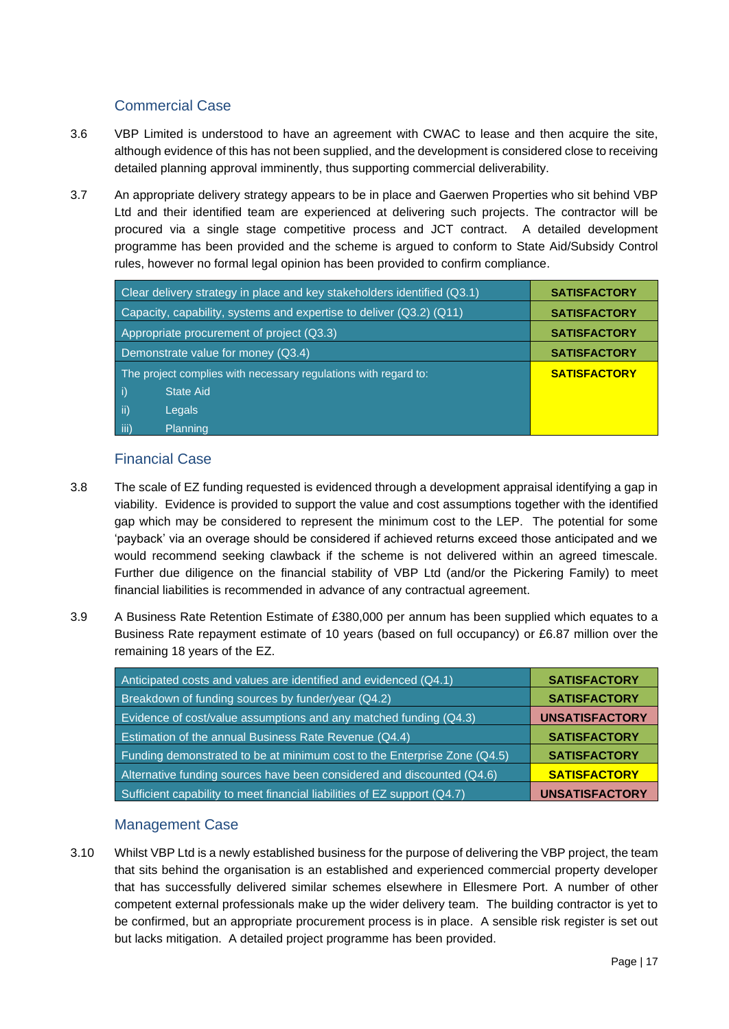## Commercial Case

3.6 VBP Limited is understood to have an agreement with CWAC to lease and then acquire the site, although evidence of this has not been supplied, and the development is considered close to receiving detailed planning approval imminently, thus supporting commercial deliverability.

3.7 An appropriate delivery strategy appears to be in place and Gaerwen Properties who sit behind VBP Ltd and their identified team are experienced at delivering such projects. The contractor will be procured via a single stage competitive process and JCT contract. A detailed development programme has been provided and the scheme is argued to conform to State Aid/Subsidy Control rules, however no formal legal opinion has been provided to confirm compliance.

| Criterion | Assessment |
|---|---|
| Clear delivery strategy in place and key stakeholders identified (Q3.1) | **SATISFACTORY** |
| Capacity, capability, systems and expertise to deliver (Q3.2) (Q11) | **SATISFACTORY** |
| Appropriate procurement of project (Q3.3) | **SATISFACTORY** |
| Demonstrate value for money (Q3.4) | **SATISFACTORY** |
| The project complies with necessary regulations with regard to:<br>i) State Aid<br>ii) Legals<br>iii) Planning | **SATISFACTORY** |

## Financial Case

3.8 The scale of EZ funding requested is evidenced through a development appraisal identifying a gap in viability. Evidence is provided to support the value and cost assumptions together with the identified gap which may be considered to represent the minimum cost to the LEP. The potential for some 'payback' via an overage should be considered if achieved returns exceed those anticipated and we would recommend seeking clawback if the scheme is not delivered within an agreed timescale. Further due diligence on the financial stability of VBP Ltd (and/or the Pickering Family) to meet financial liabilities is recommended in advance of any contractual agreement.

3.9 A Business Rate Retention Estimate of £380,000 per annum has been supplied which equates to a Business Rate repayment estimate of 10 years (based on full occupancy) or £6.87 million over the remaining 18 years of the EZ.

| Criterion | Assessment |
|---|---|
| Anticipated costs and values are identified and evidenced (Q4.1) | **SATISFACTORY** |
| Breakdown of funding sources by funder/year (Q4.2) | **SATISFACTORY** |
| Evidence of cost/value assumptions and any matched funding (Q4.3) | **UNSATISFACTORY** |
| Estimation of the annual Business Rate Revenue (Q4.4) | **SATISFACTORY** |
| Funding demonstrated to be at minimum cost to the Enterprise Zone (Q4.5) | **SATISFACTORY** |
| Alternative funding sources have been considered and discounted (Q4.6) | **SATISFACTORY** |
| Sufficient capability to meet financial liabilities of EZ support (Q4.7) | **UNSATISFACTORY** |

## Management Case

3.10 Whilst VBP Ltd is a newly established business for the purpose of delivering the VBP project, the team that sits behind the organisation is an established and experienced commercial property developer that has successfully delivered similar schemes elsewhere in Ellesmere Port. A number of other competent external professionals make up the wider delivery team. The building contractor is yet to be confirmed, but an appropriate procurement process is in place. A sensible risk register is set out but lacks mitigation. A detailed project programme has been provided.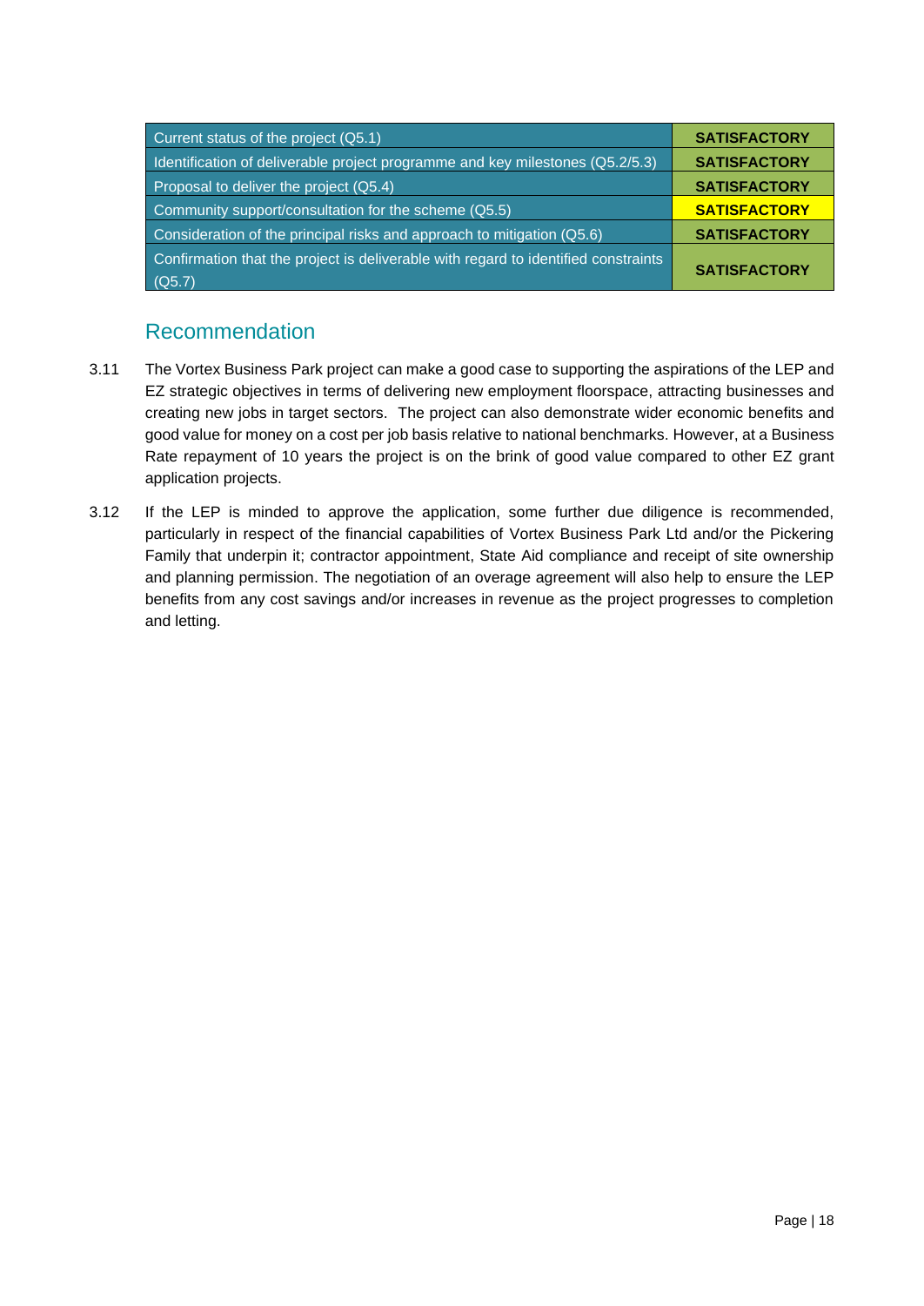| | |
|---|---|
| Current status of the project (Q5.1) | **SATISFACTORY** |
| Identification of deliverable project programme and key milestones (Q5.2/5.3) | **SATISFACTORY** |
| Proposal to deliver the project (Q5.4) | **SATISFACTORY** |
| Community support/consultation for the scheme (Q5.5) | **SATISFACTORY** |
| Consideration of the principal risks and approach to mitigation (Q5.6) | **SATISFACTORY** |
| Confirmation that the project is deliverable with regard to identified constraints (Q5.7) | **SATISFACTORY** |

## Recommendation

3.11 The Vortex Business Park project can make a good case to supporting the aspirations of the LEP and EZ strategic objectives in terms of delivering new employment floorspace, attracting businesses and creating new jobs in target sectors. The project can also demonstrate wider economic benefits and good value for money on a cost per job basis relative to national benchmarks. However, at a Business Rate repayment of 10 years the project is on the brink of good value compared to other EZ grant application projects.

3.12 If the LEP is minded to approve the application, some further due diligence is recommended, particularly in respect of the financial capabilities of Vortex Business Park Ltd and/or the Pickering Family that underpin it; contractor appointment, State Aid compliance and receipt of site ownership and planning permission. The negotiation of an overage agreement will also help to ensure the LEP benefits from any cost savings and/or increases in revenue as the project progresses to completion and letting.